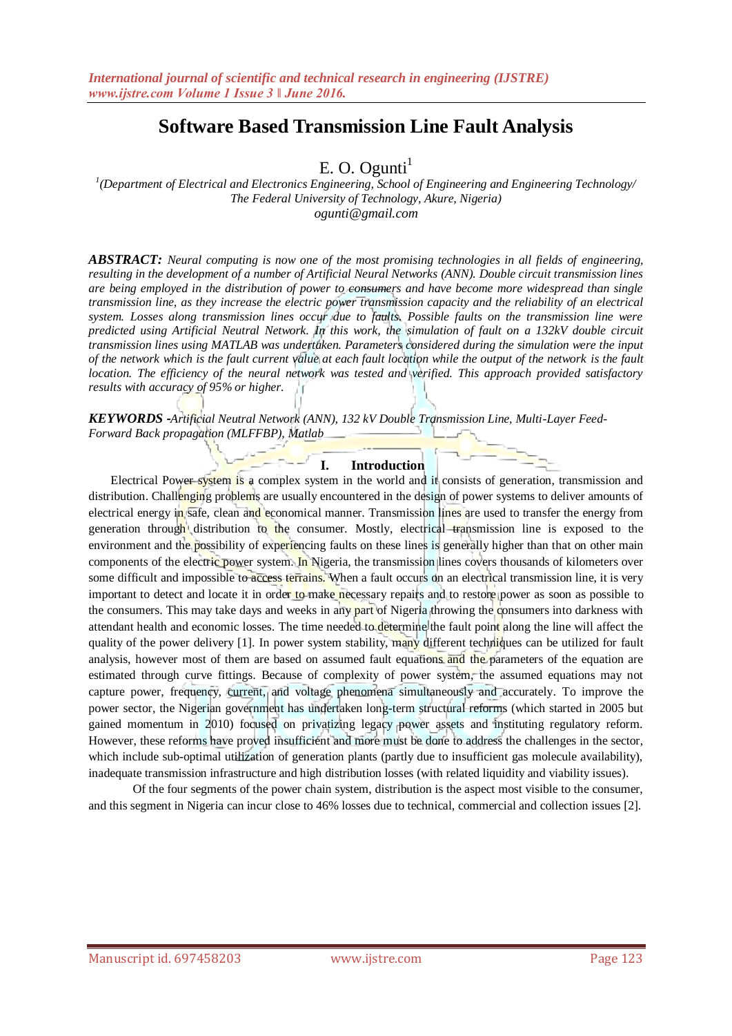# Software Based Transmission Line Fault Analysis

E. O. Ogunti[1]

[1](Department of Electrical and Electronics Engineering, School of Engineering and Engineering Technology/ The Federal University of Technology, Akure, Nigeria)
*ogunti@gmail.com*

***ABSTRACT:*** *Neural computing is now one of the most promising technologies in all fields of engineering, resulting in the development of a number of Artificial Neural Networks (ANN). Double circuit transmission lines are being employed in the distribution of power to consumers and have become more widespread than single transmission line, as they increase the electric power transmission capacity and the reliability of an electrical system. Losses along transmission lines occur due to faults. Possible faults on the transmission line were predicted using Artificial Neutral Network. In this work, the simulation of fault on a 132kV double circuit transmission lines using MATLAB was undertaken. Parameters considered during the simulation were the input of the network which is the fault current value at each fault location while the output of the network is the fault location. The efficiency of the neural network was tested and verified. This approach provided satisfactory results with accuracy of 95% or higher.*

***KEYWORDS -****Artificial Neutral Network (ANN), 132 kV Double Transmission Line, Multi-Layer Feed-Forward Back propagation (MLFFBP), Matlab*

## I. Introduction

Electrical Power system is a complex system in the world and it consists of generation, transmission and distribution. Challenging problems are usually encountered in the design of power systems to deliver amounts of electrical energy in safe, clean and economical manner. Transmission lines are used to transfer the energy from generation through distribution to the consumer. Mostly, electrical transmission line is exposed to the environment and the possibility of experiencing faults on these lines is generally higher than that on other main components of the electric power system. In Nigeria, the transmission lines covers thousands of kilometers over some difficult and impossible to access terrains. When a fault occurs on an electrical transmission line, it is very important to detect and locate it in order to make necessary repairs and to restore power as soon as possible to the consumers. This may take days and weeks in any part of Nigeria throwing the consumers into darkness with attendant health and economic losses. The time needed to determine the fault point along the line will affect the quality of the power delivery [1]. In power system stability, many different techniques can be utilized for fault analysis, however most of them are based on assumed fault equations and the parameters of the equation are estimated through curve fittings. Because of complexity of power system, the assumed equations may not capture power, frequency, current, and voltage phenomena simultaneously and accurately. To improve the power sector, the Nigerian government has undertaken long-term structural reforms (which started in 2005 but gained momentum in 2010) focused on privatizing legacy power assets and instituting regulatory reform. However, these reforms have proved insufficient and more must be done to address the challenges in the sector, which include sub-optimal utilization of generation plants (partly due to insufficient gas molecule availability), inadequate transmission infrastructure and high distribution losses (with related liquidity and viability issues).

Of the four segments of the power chain system, distribution is the aspect most visible to the consumer, and this segment in Nigeria can incur close to 46% losses due to technical, commercial and collection issues [2].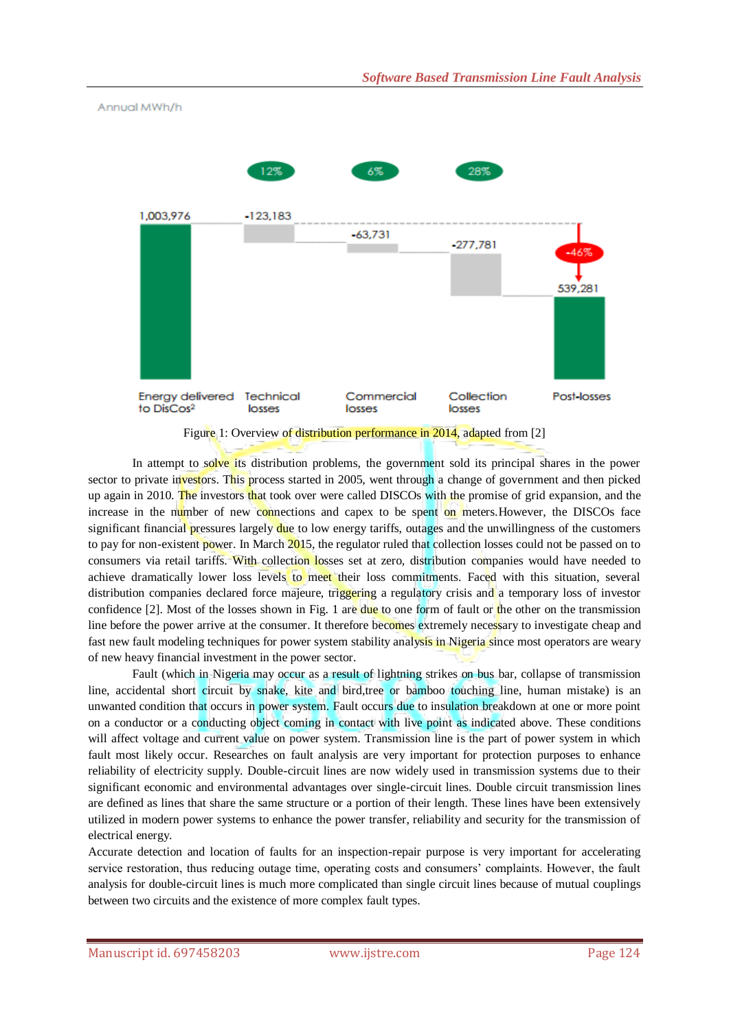Annual MWh/h

12% 6% 28%

1,003,976 -123,183 -63,731 -277,781 -46% 539,281

Energy delivered to DisCos[2] Technical losses Commercial losses Collection losses Post-losses

Figure 1: Overview of distribution performance in 2014, adapted from [2]

In attempt to solve its distribution problems, the government sold its principal shares in the power sector to private investors. This process started in 2005, went through a change of government and then picked up again in 2010. The investors that took over were called DISCOs with the promise of grid expansion, and the increase in the number of new connections and capex to be spent on meters.However, the DISCOs face significant financial pressures largely due to low energy tariffs, outages and the unwillingness of the customers to pay for non-existent power. In March 2015, the regulator ruled that collection losses could not be passed on to consumers via retail tariffs. With collection losses set at zero, distribution companies would have needed to achieve dramatically lower loss levels to meet their loss commitments. Faced with this situation, several distribution companies declared force majeure, triggering a regulatory crisis and a temporary loss of investor confidence [2]. Most of the losses shown in Fig. 1 are due to one form of fault or the other on the transmission line before the power arrive at the consumer. It therefore becomes extremely necessary to investigate cheap and fast new fault modeling techniques for power system stability analysis in Nigeria since most operators are weary of new heavy financial investment in the power sector.

Fault (which in Nigeria may occur as a result of lightning strikes on bus bar, collapse of transmission line, accidental short circuit by snake, kite and bird,tree or bamboo touching line, human mistake) is an unwanted condition that occurs in power system. Fault occurs due to insulation breakdown at one or more point on a conductor or a conducting object coming in contact with live point as indicated above. These conditions will affect voltage and current value on power system. Transmission line is the part of power system in which fault most likely occur. Researches on fault analysis are very important for protection purposes to enhance reliability of electricity supply. Double-circuit lines are now widely used in transmission systems due to their significant economic and environmental advantages over single-circuit lines. Double circuit transmission lines are defined as lines that share the same structure or a portion of their length. These lines have been extensively utilized in modern power systems to enhance the power transfer, reliability and security for the transmission of electrical energy.

Accurate detection and location of faults for an inspection-repair purpose is very important for accelerating service restoration, thus reducing outage time, operating costs and consumers' complaints. However, the fault analysis for double-circuit lines is much more complicated than single circuit lines because of mutual couplings between two circuits and the existence of more complex fault types.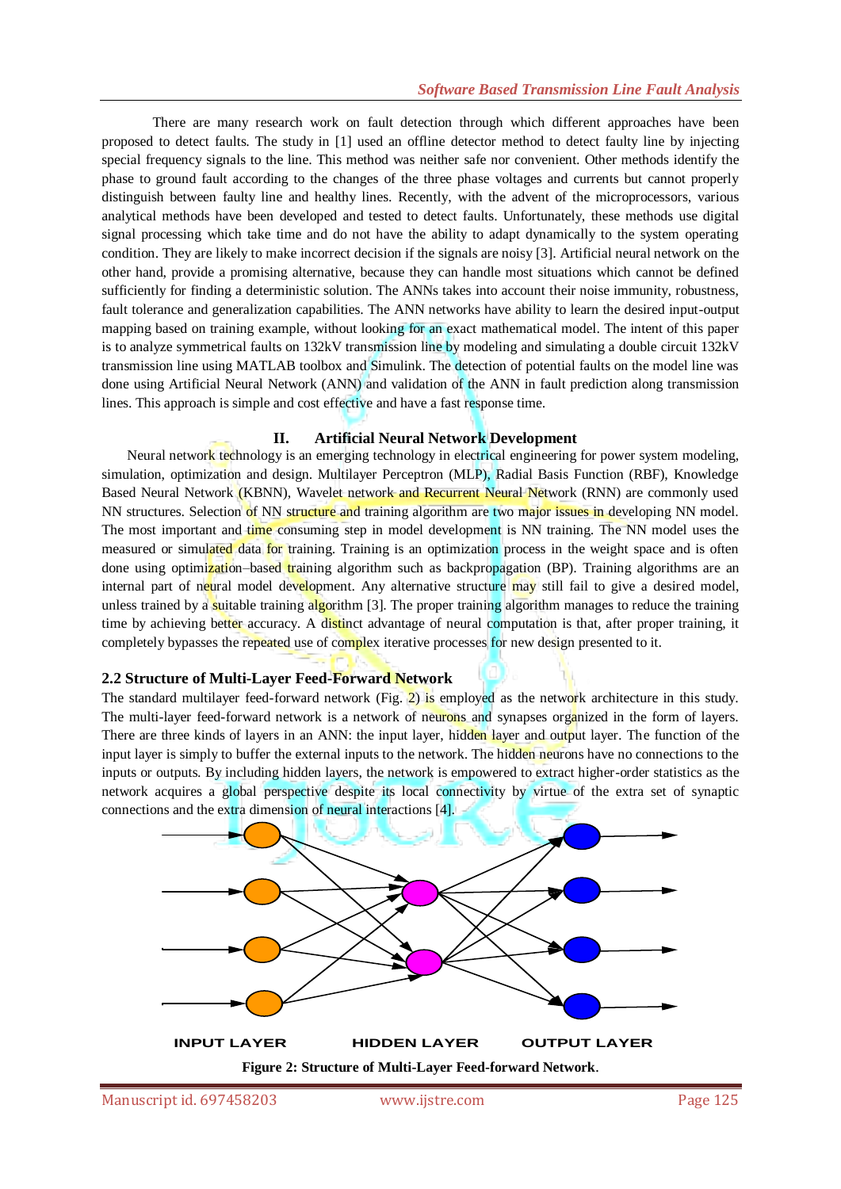There are many research work on fault detection through which different approaches have been proposed to detect faults. The study in [1] used an offline detector method to detect faulty line by injecting special frequency signals to the line. This method was neither safe nor convenient. Other methods identify the phase to ground fault according to the changes of the three phase voltages and currents but cannot properly distinguish between faulty line and healthy lines. Recently, with the advent of the microprocessors, various analytical methods have been developed and tested to detect faults. Unfortunately, these methods use digital signal processing which take time and do not have the ability to adapt dynamically to the system operating condition. They are likely to make incorrect decision if the signals are noisy [3]. Artificial neural network on the other hand, provide a promising alternative, because they can handle most situations which cannot be defined sufficiently for finding a deterministic solution. The ANNs takes into account their noise immunity, robustness, fault tolerance and generalization capabilities. The ANN networks have ability to learn the desired input-output mapping based on training example, without looking for an exact mathematical model. The intent of this paper is to analyze symmetrical faults on 132kV transmission line by modeling and simulating a double circuit 132kV transmission line using MATLAB toolbox and Simulink. The detection of potential faults on the model line was done using Artificial Neural Network (ANN) and validation of the ANN in fault prediction along transmission lines. This approach is simple and cost effective and have a fast response time.

## II. Artificial Neural Network Development

Neural network technology is an emerging technology in electrical engineering for power system modeling, simulation, optimization and design. Multilayer Perceptron (MLP), Radial Basis Function (RBF), Knowledge Based Neural Network (KBNN), Wavelet network and Recurrent Neural Network (RNN) are commonly used NN structures. Selection of NN structure and training algorithm are two major issues in developing NN model. The most important and time consuming step in model development is NN training. The NN model uses the measured or simulated data for training. Training is an optimization process in the weight space and is often done using optimization–based training algorithm such as backpropagation (BP). Training algorithms are an internal part of neural model development. Any alternative structure may still fail to give a desired model, unless trained by a suitable training algorithm [3]. The proper training algorithm manages to reduce the training time by achieving better accuracy. A distinct advantage of neural computation is that, after proper training, it completely bypasses the repeated use of complex iterative processes for new design presented to it.

### 2.2 Structure of Multi-Layer Feed-Forward Network

The standard multilayer feed-forward network (Fig. 2) is employed as the network architecture in this study. The multi-layer feed-forward network is a network of neurons and synapses organized in the form of layers. There are three kinds of layers in an ANN: the input layer, hidden layer and output layer. The function of the input layer is simply to buffer the external inputs to the network. The hidden neurons have no connections to the inputs or outputs. By including hidden layers, the network is empowered to extract higher-order statistics as the network acquires a global perspective despite its local connectivity by virtue of the extra set of synaptic connections and the extra dimension of neural interactions [4].

INPUT LAYER HIDDEN LAYER OUTPUT LAYER

**Figure 2: Structure of Multi-Layer Feed-forward Network.**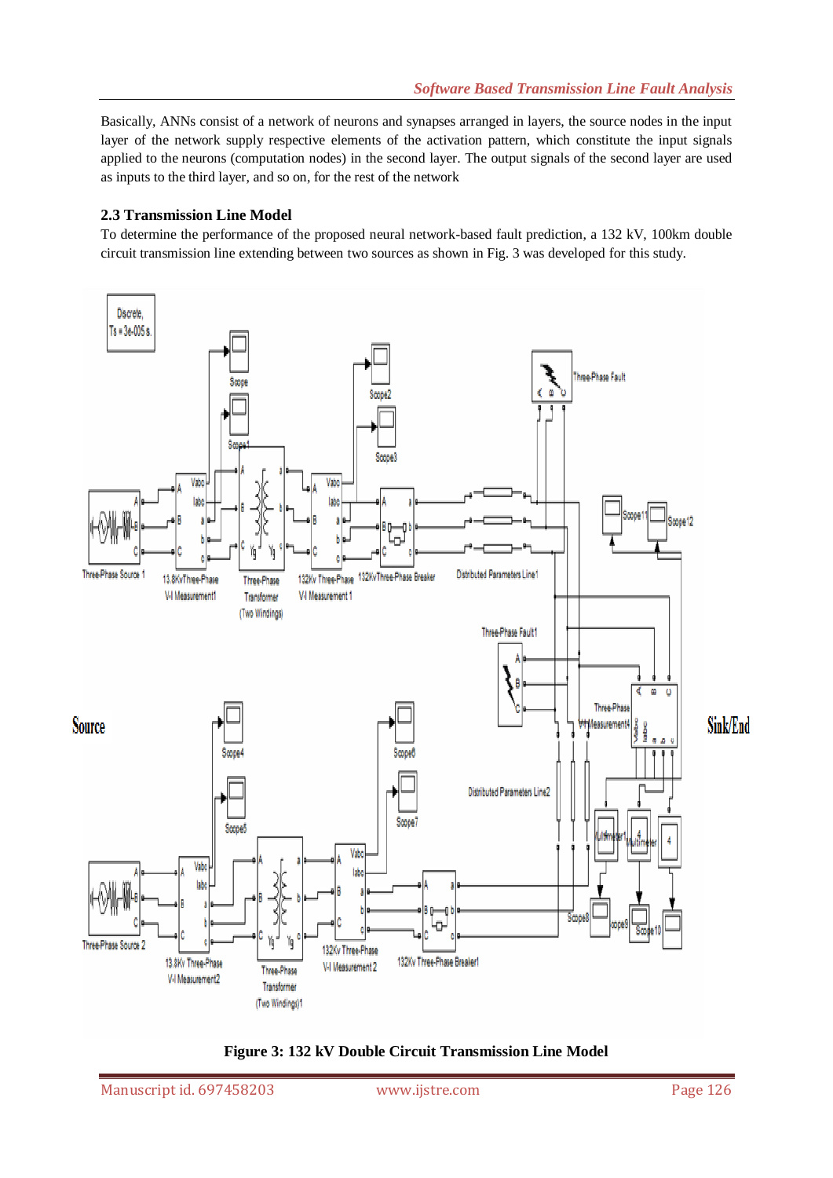Basically, ANNs consist of a network of neurons and synapses arranged in layers, the source nodes in the input layer of the network supply respective elements of the activation pattern, which constitute the input signals applied to the neurons (computation nodes) in the second layer. The output signals of the second layer are used as inputs to the third layer, and so on, for the rest of the network

### 2.3 Transmission Line Model

To determine the performance of the proposed neural network-based fault prediction, a 132 kV, 100km double circuit transmission line extending between two sources as shown in Fig. 3 was developed for this study.

**Figure 3: 132 kV Double Circuit Transmission Line Model**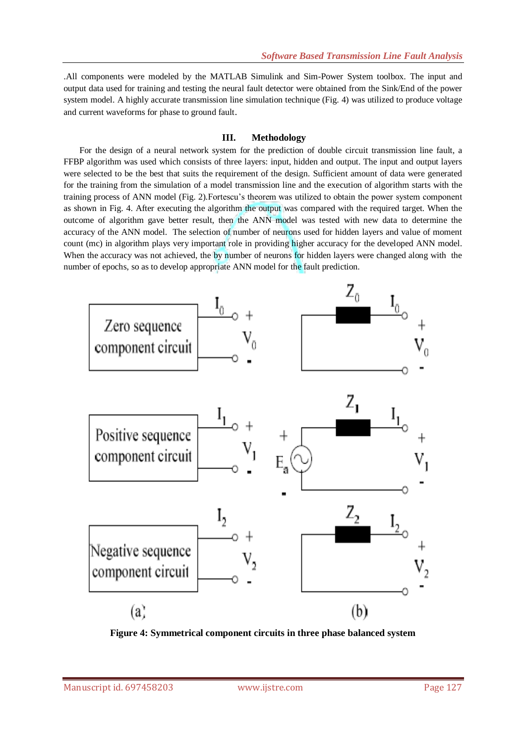.All components were modeled by the MATLAB Simulink and Sim-Power System toolbox. The input and output data used for training and testing the neural fault detector were obtained from the Sink/End of the power system model. A highly accurate transmission line simulation technique (Fig. 4) was utilized to produce voltage and current waveforms for phase to ground fault.

## III. Methodology

For the design of a neural network system for the prediction of double circuit transmission line fault, a FFBP algorithm was used which consists of three layers: input, hidden and output. The input and output layers were selected to be the best that suits the requirement of the design. Sufficient amount of data were generated for the training from the simulation of a model transmission line and the execution of algorithm starts with the training process of ANN model (Fig. 2).Fortescu's theorem was utilized to obtain the power system component as shown in Fig. 4. After executing the algorithm the output was compared with the required target. When the outcome of algorithm gave better result, then the ANN model was tested with new data to determine the accuracy of the ANN model. The selection of number of neurons used for hidden layers and value of moment count (mc) in algorithm plays very important role in providing higher accuracy for the developed ANN model. When the accuracy was not achieved, the by number of neurons for hidden layers were changed along with the number of epochs, so as to develop appropriate ANN model for the fault prediction.

**Figure 4: Symmetrical component circuits in three phase balanced system**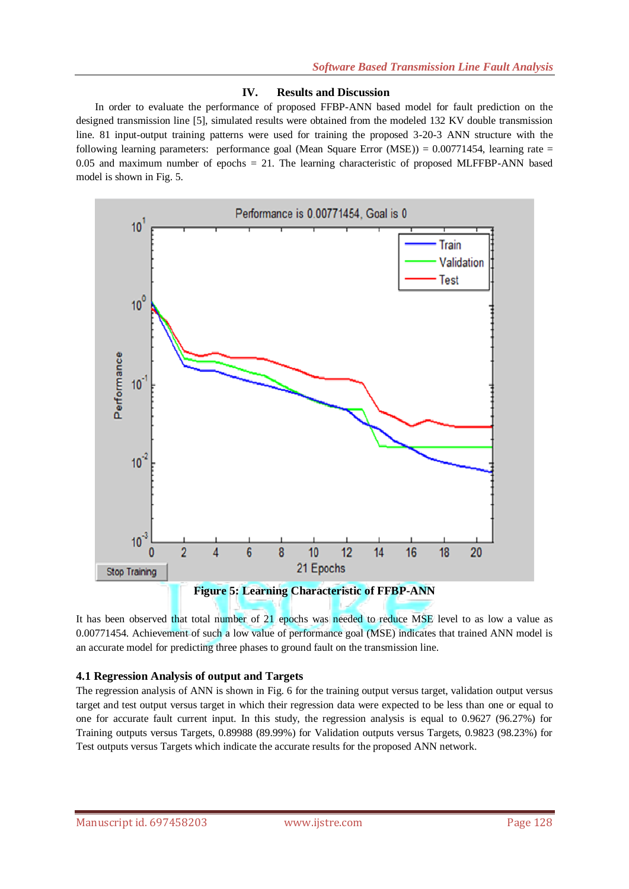## IV. Results and Discussion

In order to evaluate the performance of proposed FFBP-ANN based model for fault prediction on the designed transmission line [5], simulated results were obtained from the modeled 132 KV double transmission line. 81 input-output training patterns were used for training the proposed 3-20-3 ANN structure with the following learning parameters: performance goal (Mean Square Error (MSE)) = 0.00771454, learning rate = 0.05 and maximum number of epochs = 21. The learning characteristic of proposed MLFFBP-ANN based model is shown in Fig. 5.

**Figure 5: Learning Characteristic of FFBP-ANN**

It has been observed that total number of 21 epochs was needed to reduce MSE level to as low a value as 0.00771454. Achievement of such a low value of performance goal (MSE) indicates that trained ANN model is an accurate model for predicting three phases to ground fault on the transmission line.

### 4.1 Regression Analysis of output and Targets

The regression analysis of ANN is shown in Fig. 6 for the training output versus target, validation output versus target and test output versus target in which their regression data were expected to be less than one or equal to one for accurate fault current input. In this study, the regression analysis is equal to 0.9627 (96.27%) for Training outputs versus Targets, 0.89988 (89.99%) for Validation outputs versus Targets, 0.9823 (98.23%) for Test outputs versus Targets which indicate the accurate results for the proposed ANN network.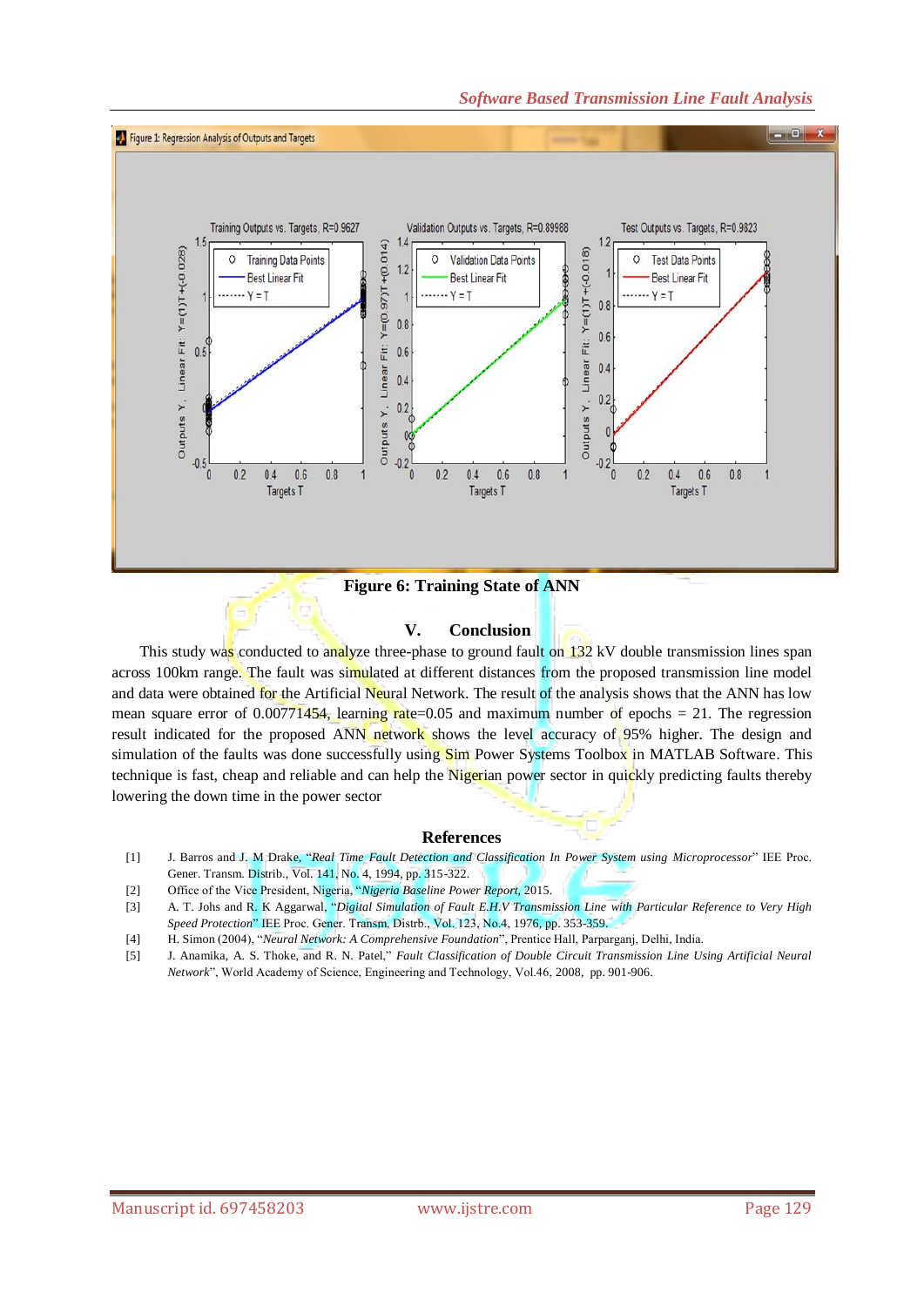Figure 1: Regression Analysis of Outputs and Targets

Training Outputs vs. Targets, R=0.9627

Outputs Y, Linear Fit: Y=(1)T+(-0.028)

Training Data Points
Best Linear Fit
Y = T

Targets T

Validation Outputs vs. Targets, R=0.89988

Outputs Y, Linear Fit: Y=(0.97)T+(0.014)

Validation Data Points
Best Linear Fit
Y = T

Targets T

Test Outputs vs. Targets, R=0.9823

Outputs Y, Linear Fit: Y=(1)T+(-0.018)

Test Data Points
Best Linear Fit
Y = T

Targets T

**Figure 6: Training State of ANN**

## V. Conclusion

This study was conducted to analyze three-phase to ground fault on 132 kV double transmission lines span across 100km range. The fault was simulated at different distances from the proposed transmission line model and data were obtained for the Artificial Neural Network. The result of the analysis shows that the ANN has low mean square error of 0.00771454, learning rate=0.05 and maximum number of epochs = 21. The regression result indicated for the proposed ANN network shows the level accuracy of 95% higher. The design and simulation of the faults was done successfully using Sim Power Systems Toolbox in MATLAB Software. This technique is fast, cheap and reliable and can help the Nigerian power sector in quickly predicting faults thereby lowering the down time in the power sector

## References

[1] J. Barros and J. M Drake, "*Real Time Fault Detection and Classification In Power System using Microprocessor*" IEE Proc. Gener. Transm. Distrib., Vol. 141, No. 4, 1994, pp. 315-322.

[2] Office of the Vice President, Nigeria, "*Nigeria Baseline Power Report*, 2015.

[3] A. T. Johs and R. K Aggarwal, "*Digital Simulation of Fault E.H.V Transmission Line with Particular Reference to Very High Speed Protection*" IEE Proc. Gener. Transm. Distrb., Vol. 123, No.4, 1976, pp. 353-359.

[4] H. Simon (2004), "*Neural Network: A Comprehensive Foundation*", Prentice Hall, Parparganj, Delhi, India.

[5] J. Anamika, A. S. Thoke, and R. N. Patel," *Fault Classification of Double Circuit Transmission Line Using Artificial Neural Network*", World Academy of Science, Engineering and Technology, Vol.46, 2008, pp. 901-906.